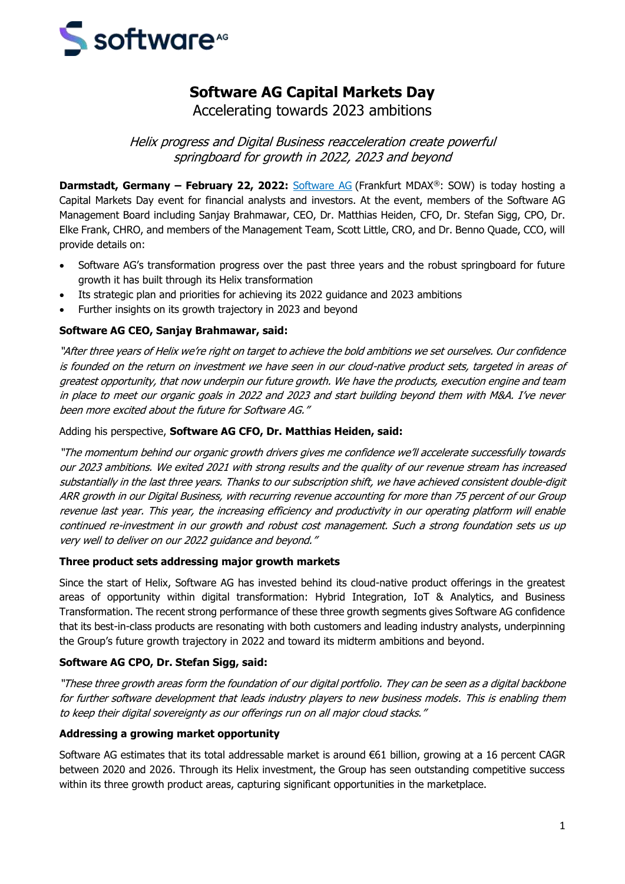# Software AG Capital Markets Day

## Accelerating towards 2023 ambitions

*Helix progress and Digital Business reacceleration create powerful springboard for growth in 2022, 2023 and beyond*

**Darmstadt, Germany – February 22, 2022:** Software AG (Frankfurt MDAX®: SOW) is today hosting a Capital Markets Day event for financial analysts and investors. At the event, members of the Software AG Management Board including Sanjay Brahmawar, CEO, Dr. Matthias Heiden, CFO, Dr. Stefan Sigg, CPO, Dr. Elke Frank, CHRO, and members of the Management Team, Scott Little, CRO, and Dr. Benno Quade, CCO, will provide details on:

- Software AG's transformation progress over the past three years and the robust springboard for future growth it has built through its Helix transformation
- Its strategic plan and priorities for achieving its 2022 guidance and 2023 ambitions
- Further insights on its growth trajectory in 2023 and beyond

**Software AG CEO, Sanjay Brahmawar, said:**

*"After three years of Helix we're right on target to achieve the bold ambitions we set ourselves. Our confidence is founded on the return on investment we have seen in our cloud-native product sets, targeted in areas of greatest opportunity, that now underpin our future growth. We have the products, execution engine and team in place to meet our organic goals in 2022 and 2023 and start building beyond them with M&A. I've never been more excited about the future for Software AG."*

Adding his perspective, **Software AG CFO, Dr. Matthias Heiden, said:**

*"The momentum behind our organic growth drivers gives me confidence we'll accelerate successfully towards our 2023 ambitions. We exited 2021 with strong results and the quality of our revenue stream has increased substantially in the last three years. Thanks to our subscription shift, we have achieved consistent double-digit ARR growth in our Digital Business, with recurring revenue accounting for more than 75 percent of our Group revenue last year. This year, the increasing efficiency and productivity in our operating platform will enable continued re-investment in our growth and robust cost management. Such a strong foundation sets us up very well to deliver on our 2022 guidance and beyond."*

**Three product sets addressing major growth markets**

Since the start of Helix, Software AG has invested behind its cloud-native product offerings in the greatest areas of opportunity within digital transformation: Hybrid Integration, IoT & Analytics, and Business Transformation. The recent strong performance of these three growth segments gives Software AG confidence that its best-in-class products are resonating with both customers and leading industry analysts, underpinning the Group's future growth trajectory in 2022 and toward its midterm ambitions and beyond.

**Software AG CPO, Dr. Stefan Sigg, said:**

*"These three growth areas form the foundation of our digital portfolio. They can be seen as a digital backbone for further software development that leads industry players to new business models. This is enabling them to keep their digital sovereignty as our offerings run on all major cloud stacks."*

**Addressing a growing market opportunity**

Software AG estimates that its total addressable market is around €61 billion, growing at a 16 percent CAGR between 2020 and 2026. Through its Helix investment, the Group has seen outstanding competitive success within its three growth product areas, capturing significant opportunities in the marketplace.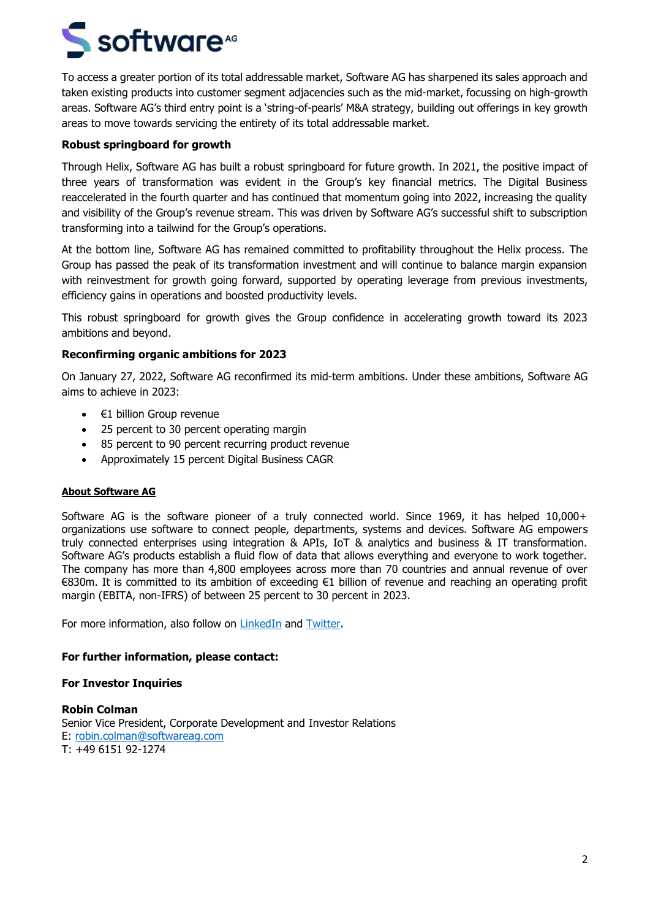To access a greater portion of its total addressable market, Software AG has sharpened its sales approach and taken existing products into customer segment adjacencies such as the mid-market, focussing on high-growth areas. Software AG's third entry point is a 'string-of-pearls' M&A strategy, building out offerings in key growth areas to move towards servicing the entirety of its total addressable market.

**Robust springboard for growth**

Through Helix, Software AG has built a robust springboard for future growth. In 2021, the positive impact of three years of transformation was evident in the Group's key financial metrics. The Digital Business reaccelerated in the fourth quarter and has continued that momentum going into 2022, increasing the quality and visibility of the Group's revenue stream. This was driven by Software AG's successful shift to subscription transforming into a tailwind for the Group's operations.

At the bottom line, Software AG has remained committed to profitability throughout the Helix process. The Group has passed the peak of its transformation investment and will continue to balance margin expansion with reinvestment for growth going forward, supported by operating leverage from previous investments, efficiency gains in operations and boosted productivity levels.

This robust springboard for growth gives the Group confidence in accelerating growth toward its 2023 ambitions and beyond.

**Reconfirming organic ambitions for 2023**

On January 27, 2022, Software AG reconfirmed its mid-term ambitions. Under these ambitions, Software AG aims to achieve in 2023:

- €1 billion Group revenue
- 25 percent to 30 percent operating margin
- 85 percent to 90 percent recurring product revenue
- Approximately 15 percent Digital Business CAGR

**About Software AG**

Software AG is the software pioneer of a truly connected world. Since 1969, it has helped 10,000+ organizations use software to connect people, departments, systems and devices. Software AG empowers truly connected enterprises using integration & APIs, IoT & analytics and business & IT transformation. Software AG's products establish a fluid flow of data that allows everything and everyone to work together. The company has more than 4,800 employees across more than 70 countries and annual revenue of over €830m. It is committed to its ambition of exceeding €1 billion of revenue and reaching an operating profit margin (EBITA, non-IFRS) of between 25 percent to 30 percent in 2023.

For more information, also follow on LinkedIn and Twitter.

**For further information, please contact:**

**For Investor Inquiries**

**Robin Colman**
Senior Vice President, Corporate Development and Investor Relations
E: robin.colman@softwareag.com
T: +49 6151 92-1274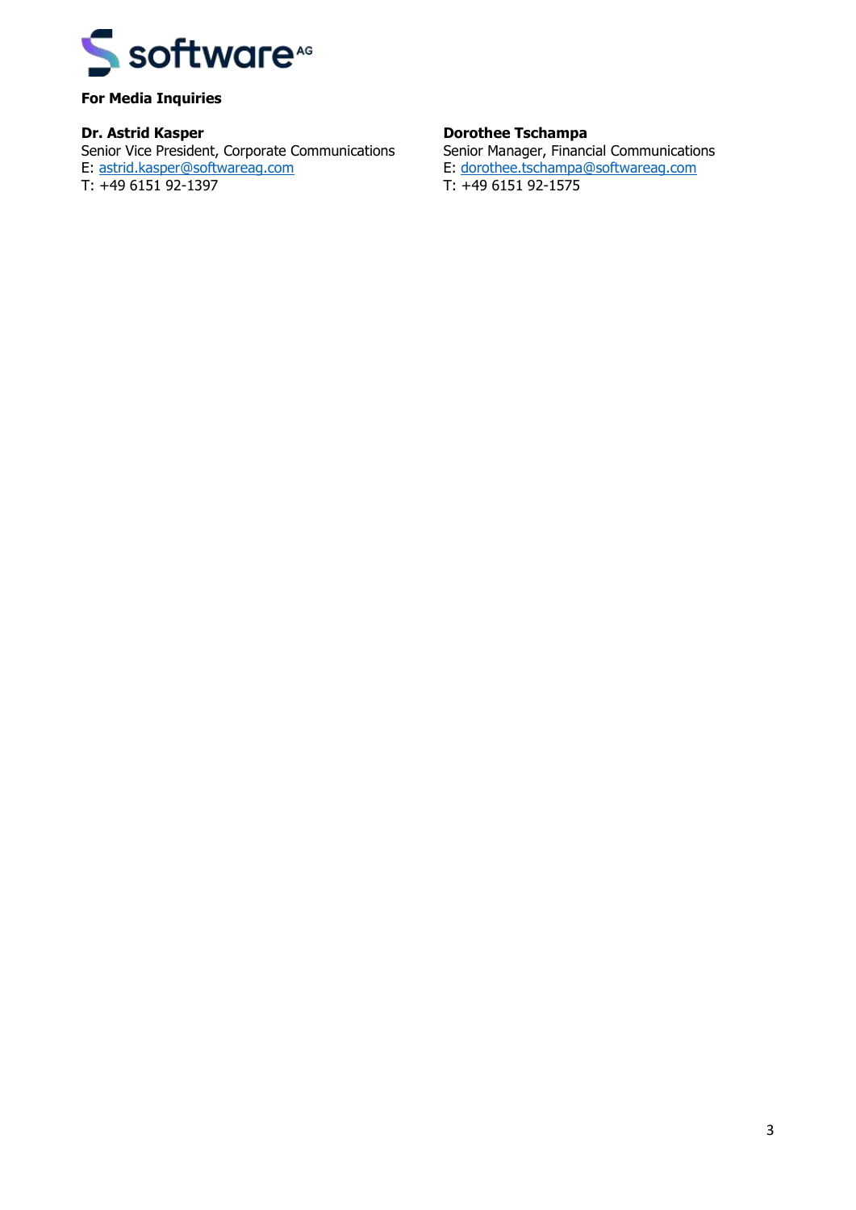**For Media Inquiries**

**Dr. Astrid Kasper**
Senior Vice President, Corporate Communications
E: astrid.kasper@softwareag.com
T: +49 6151 92-1397

**Dorothee Tschampa**
Senior Manager, Financial Communications
E: dorothee.tschampa@softwareag.com
T: +49 6151 92-1575